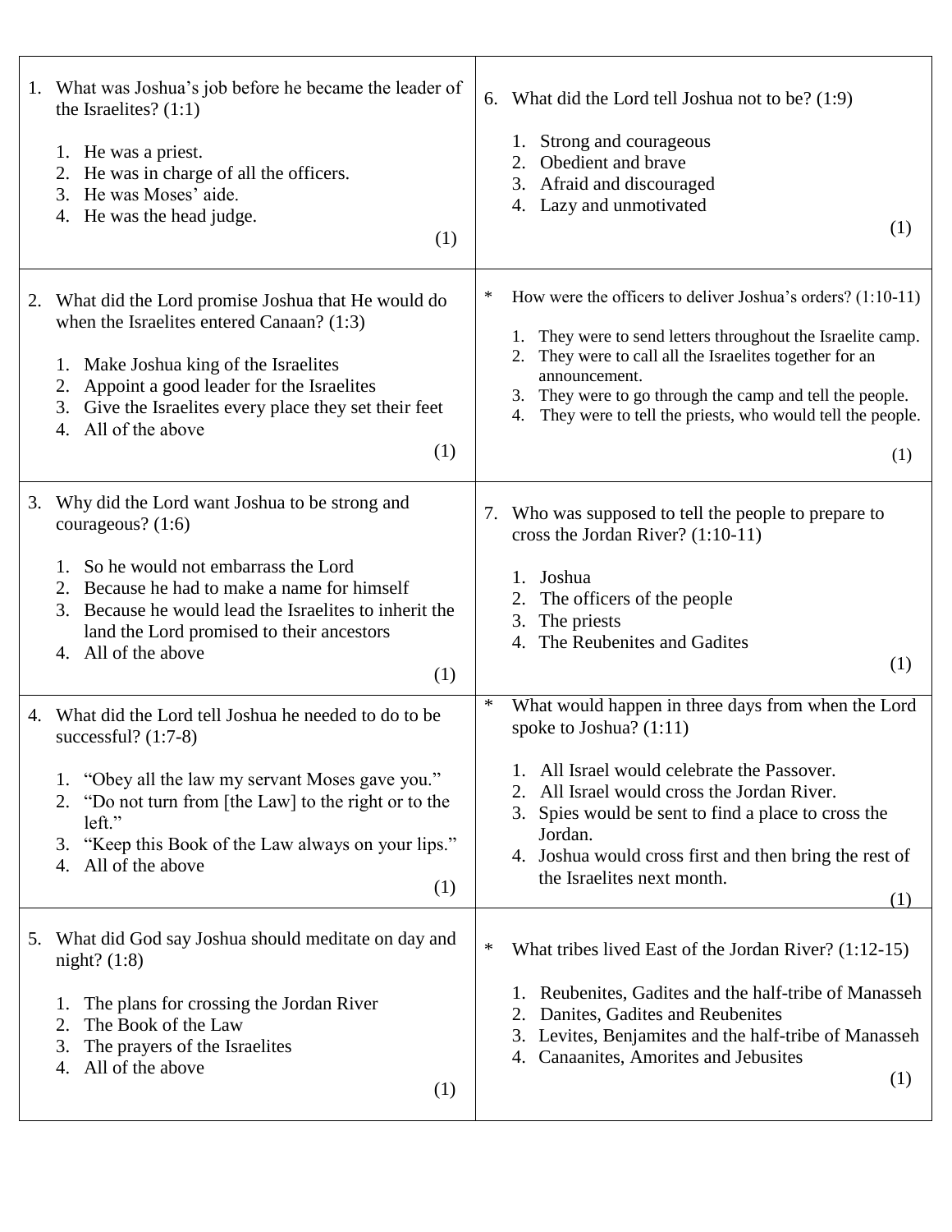1. What was Joshua's job before he became the leader of the Israelites? (1:1)

    1. He was a priest.
    2. He was in charge of all the officers.
    3. He was Moses' aide.
    4. He was the head judge.

    (1)

2. What did the Lord promise Joshua that He would do when the Israelites entered Canaan? (1:3)

    1. Make Joshua king of the Israelites
    2. Appoint a good leader for the Israelites
    3. Give the Israelites every place they set their feet
    4. All of the above

    (1)

3. Why did the Lord want Joshua to be strong and courageous? (1:6)

    1. So he would not embarrass the Lord
    2. Because he had to make a name for himself
    3. Because he would lead the Israelites to inherit the land the Lord promised to their ancestors
    4. All of the above

    (1)

4. What did the Lord tell Joshua he needed to do to be successful? (1:7-8)

    1. "Obey all the law my servant Moses gave you."
    2. "Do not turn from [the Law] to the right or to the left."
    3. "Keep this Book of the Law always on your lips."
    4. All of the above

    (1)

5. What did God say Joshua should meditate on day and night? (1:8)

    1. The plans for crossing the Jordan River
    2. The Book of the Law
    3. The prayers of the Israelites
    4. All of the above

    (1)

6. What did the Lord tell Joshua not to be? (1:9)

    1. Strong and courageous
    2. Obedient and brave
    3. Afraid and discouraged
    4. Lazy and unmotivated

    (1)

\* How were the officers to deliver Joshua's orders? (1:10-11)

1. They were to send letters throughout the Israelite camp.
2. They were to call all the Israelites together for an announcement.
3. They were to go through the camp and tell the people.
4. They were to tell the priests, who would tell the people.

(1)

7. Who was supposed to tell the people to prepare to cross the Jordan River? (1:10-11)

    1. Joshua
    2. The officers of the people
    3. The priests
    4. The Reubenites and Gadites

    (1)

\* What would happen in three days from when the Lord spoke to Joshua? (1:11)

1. All Israel would celebrate the Passover.
2. All Israel would cross the Jordan River.
3. Spies would be sent to find a place to cross the Jordan.
4. Joshua would cross first and then bring the rest of the Israelites next month.

(1)

\* What tribes lived East of the Jordan River? (1:12-15)

1. Reubenites, Gadites and the half-tribe of Manasseh
2. Danites, Gadites and Reubenites
3. Levites, Benjamites and the half-tribe of Manasseh
4. Canaanites, Amorites and Jebusites

(1)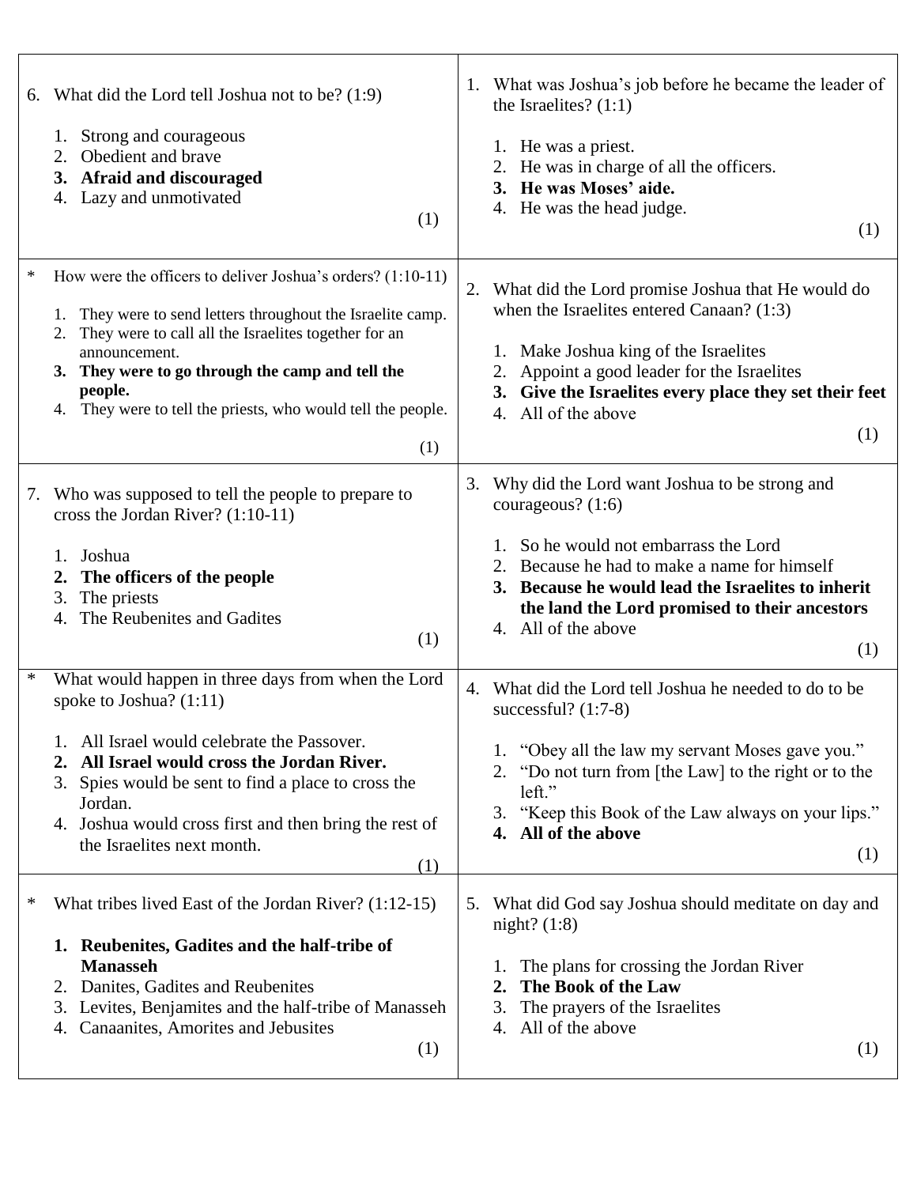1. What was Joshua's job before he became the leader of the Israelites? (1:1)

   1. He was a priest.
   2. He was in charge of all the officers.
   3. **He was Moses' aide.**
   4. He was the head judge.

   (1)

2. What did the Lord promise Joshua that He would do when the Israelites entered Canaan? (1:3)

   1. Make Joshua king of the Israelites
   2. Appoint a good leader for the Israelites
   3. **Give the Israelites every place they set their feet**
   4. All of the above

   (1)

3. Why did the Lord want Joshua to be strong and courageous? (1:6)

   1. So he would not embarrass the Lord
   2. Because he had to make a name for himself
   3. **Because he would lead the Israelites to inherit the land the Lord promised to their ancestors**
   4. All of the above

   (1)

4. What did the Lord tell Joshua he needed to do to be successful? (1:7-8)

   1. "Obey all the law my servant Moses gave you."
   2. "Do not turn from [the Law] to the right or to the left."
   3. "Keep this Book of the Law always on your lips."
   4. **All of the above**

   (1)

5. What did God say Joshua should meditate on day and night? (1:8)

   1. The plans for crossing the Jordan River
   2. **The Book of the Law**
   3. The prayers of the Israelites
   4. All of the above

   (1)

6. What did the Lord tell Joshua not to be? (1:9)

   1. Strong and courageous
   2. Obedient and brave
   3. **Afraid and discouraged**
   4. Lazy and unmotivated

   (1)

\* How were the officers to deliver Joshua's orders? (1:10-11)

   1. They were to send letters throughout the Israelite camp.
   2. They were to call all the Israelites together for an announcement.
   3. **They were to go through the camp and tell the people.**
   4. They were to tell the priests, who would tell the people.

   (1)

7. Who was supposed to tell the people to prepare to cross the Jordan River? (1:10-11)

   1. Joshua
   2. **The officers of the people**
   3. The priests
   4. The Reubenites and Gadites

   (1)

\* What would happen in three days from when the Lord spoke to Joshua? (1:11)

   1. All Israel would celebrate the Passover.
   2. **All Israel would cross the Jordan River.**
   3. Spies would be sent to find a place to cross the Jordan.
   4. Joshua would cross first and then bring the rest of the Israelites next month.

   (1)

\* What tribes lived East of the Jordan River? (1:12-15)

   1. **Reubenites, Gadites and the half-tribe of Manasseh**
   2. Danites, Gadites and Reubenites
   3. Levites, Benjamites and the half-tribe of Manasseh
   4. Canaanites, Amorites and Jebusites

   (1)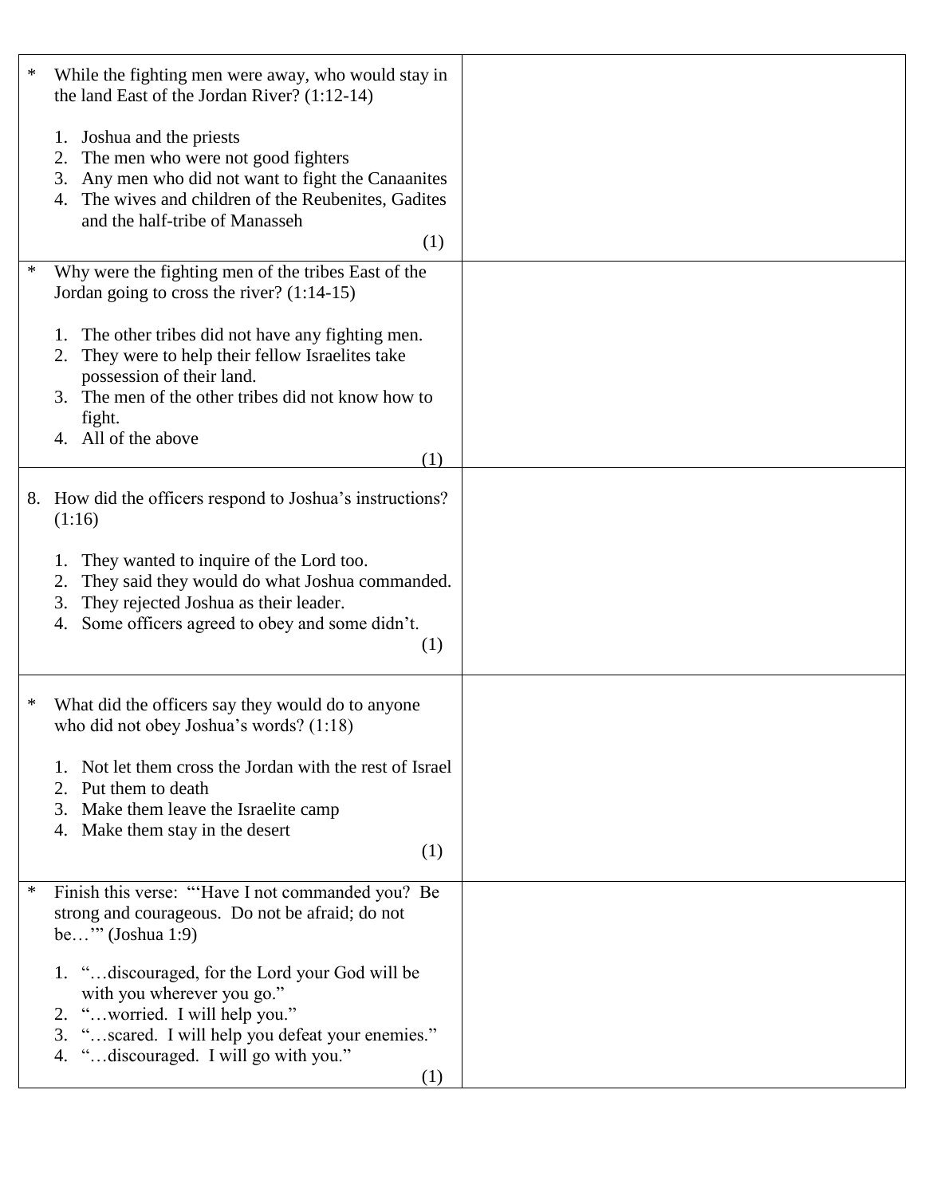| | |
|---|---|
| * While the fighting men were away, who would stay in the land East of the Jordan River? (1:12-14)<br><br>1. Joshua and the priests<br>2. The men who were not good fighters<br>3. Any men who did not want to fight the Canaanites<br>4. The wives and children of the Reubenites, Gadites and the half-tribe of Manasseh<br>(1) | |
| * Why were the fighting men of the tribes East of the Jordan going to cross the river? (1:14-15)<br><br>1. The other tribes did not have any fighting men.<br>2. They were to help their fellow Israelites take possession of their land.<br>3. The men of the other tribes did not know how to fight.<br>4. All of the above<br>(1) | |
| 8. How did the officers respond to Joshua's instructions? (1:16)<br><br>1. They wanted to inquire of the Lord too.<br>2. They said they would do what Joshua commanded.<br>3. They rejected Joshua as their leader.<br>4. Some officers agreed to obey and some didn't.<br>(1) | |
| * What did the officers say they would do to anyone who did not obey Joshua's words? (1:18)<br><br>1. Not let them cross the Jordan with the rest of Israel<br>2. Put them to death<br>3. Make them leave the Israelite camp<br>4. Make them stay in the desert<br>(1) | |
| * Finish this verse: "'Have I not commanded you? Be strong and courageous. Do not be afraid; do not be…'" (Joshua 1:9)<br><br>1. "…discouraged, for the Lord your God will be with you wherever you go."<br>2. "…worried. I will help you."<br>3. "…scared. I will help you defeat your enemies."<br>4. "…discouraged. I will go with you."<br>(1) | |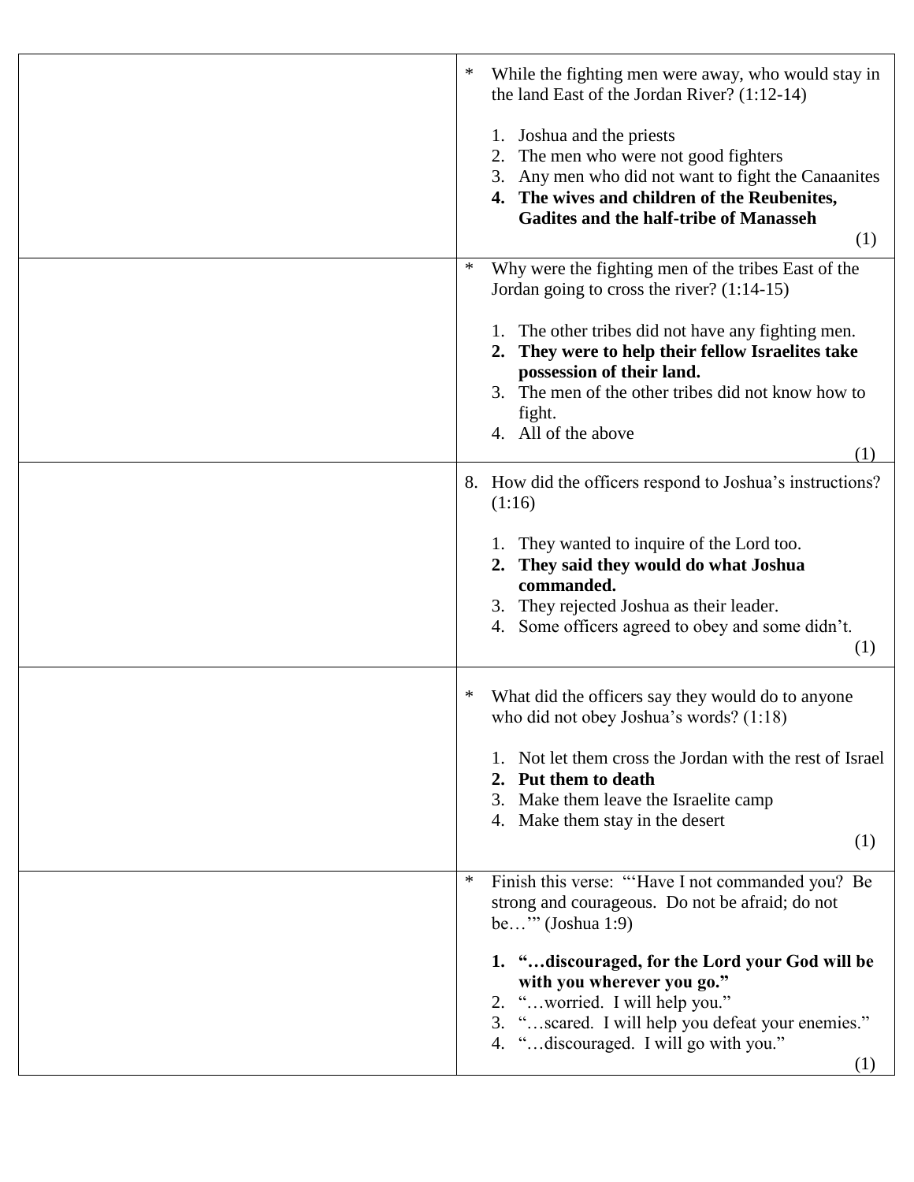| | |
|---|---|
| | * While the fighting men were away, who would stay in the land East of the Jordan River? (1:12-14)<br><br>1. Joshua and the priests<br>2. The men who were not good fighters<br>3. Any men who did not want to fight the Canaanites<br>**4. The wives and children of the Reubenites, Gadites and the half-tribe of Manasseh**<br><br>(1) |
| | * Why were the fighting men of the tribes East of the Jordan going to cross the river? (1:14-15)<br><br>1. The other tribes did not have any fighting men.<br>**2. They were to help their fellow Israelites take possession of their land.**<br>3. The men of the other tribes did not know how to fight.<br>4. All of the above<br><br>(1) |
| | 8. How did the officers respond to Joshua's instructions? (1:16)<br><br>1. They wanted to inquire of the Lord too.<br>**2. They said they would do what Joshua commanded.**<br>3. They rejected Joshua as their leader.<br>4. Some officers agreed to obey and some didn't.<br><br>(1) |
| | * What did the officers say they would do to anyone who did not obey Joshua's words? (1:18)<br><br>1. Not let them cross the Jordan with the rest of Israel<br>**2. Put them to death**<br>3. Make them leave the Israelite camp<br>4. Make them stay in the desert<br><br>(1) |
| | * Finish this verse: "'Have I not commanded you? Be strong and courageous. Do not be afraid; do not be…'" (Joshua 1:9)<br><br>**1. "…discouraged, for the Lord your God will be with you wherever you go."**<br>2. "…worried. I will help you."<br>3. "…scared. I will help you defeat your enemies."<br>4. "…discouraged. I will go with you."<br><br>(1) |